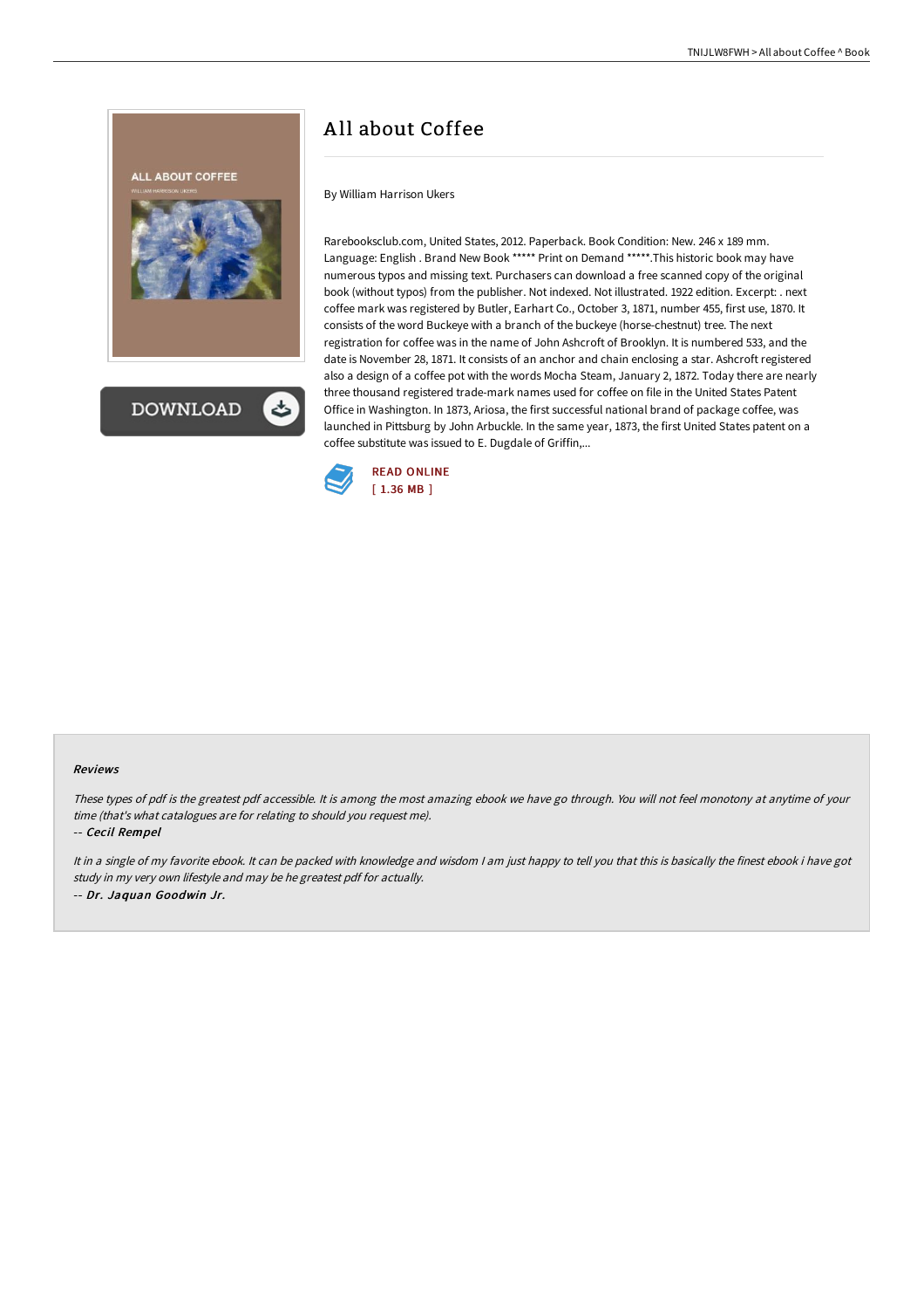# All about Coffee

By William Harrison Ukers

Rarebooksclub.com, United States, 2012. Paperback. Book Condition: New. 246 x 189 mm. Language: English . Brand New Book ***** Print on Demand *****.This historic book may have numerous typos and missing text. Purchasers can download a free scanned copy of the original book (without typos) from the publisher. Not indexed. Not illustrated. 1922 edition. Excerpt: . next coffee mark was registered by Butler, Earhart Co., October 3, 1871, number 455, first use, 1870. It consists of the word Buckeye with a branch of the buckeye (horse-chestnut) tree. The next registration for coffee was in the name of John Ashcroft of Brooklyn. It is numbered 533, and the date is November 28, 1871. It consists of an anchor and chain enclosing a star. Ashcroft registered also a design of a coffee pot with the words Mocha Steam, January 2, 1872. Today there are nearly three thousand registered trade-mark names used for coffee on file in the United States Patent Office in Washington. In 1873, Ariosa, the first successful national brand of package coffee, was launched in Pittsburg by John Arbuckle. In the same year, 1873, the first United States patent on a coffee substitute was issued to E. Dugdale of Griffin,...

READ ONLINE
[ 1.36 MB ]

### Reviews

*These types of pdf is the greatest pdf accessible. It is among the most amazing ebook we have go through. You will not feel monotony at anytime of your time (that's what catalogues are for relating to should you request me).*

*-- Cecil Rempel*

*It in a single of my favorite ebook. It can be packed with knowledge and wisdom I am just happy to tell you that this is basically the finest ebook i have got study in my very own lifestyle and may be he greatest pdf for actually.*

*-- Dr. Jaquan Goodwin Jr.*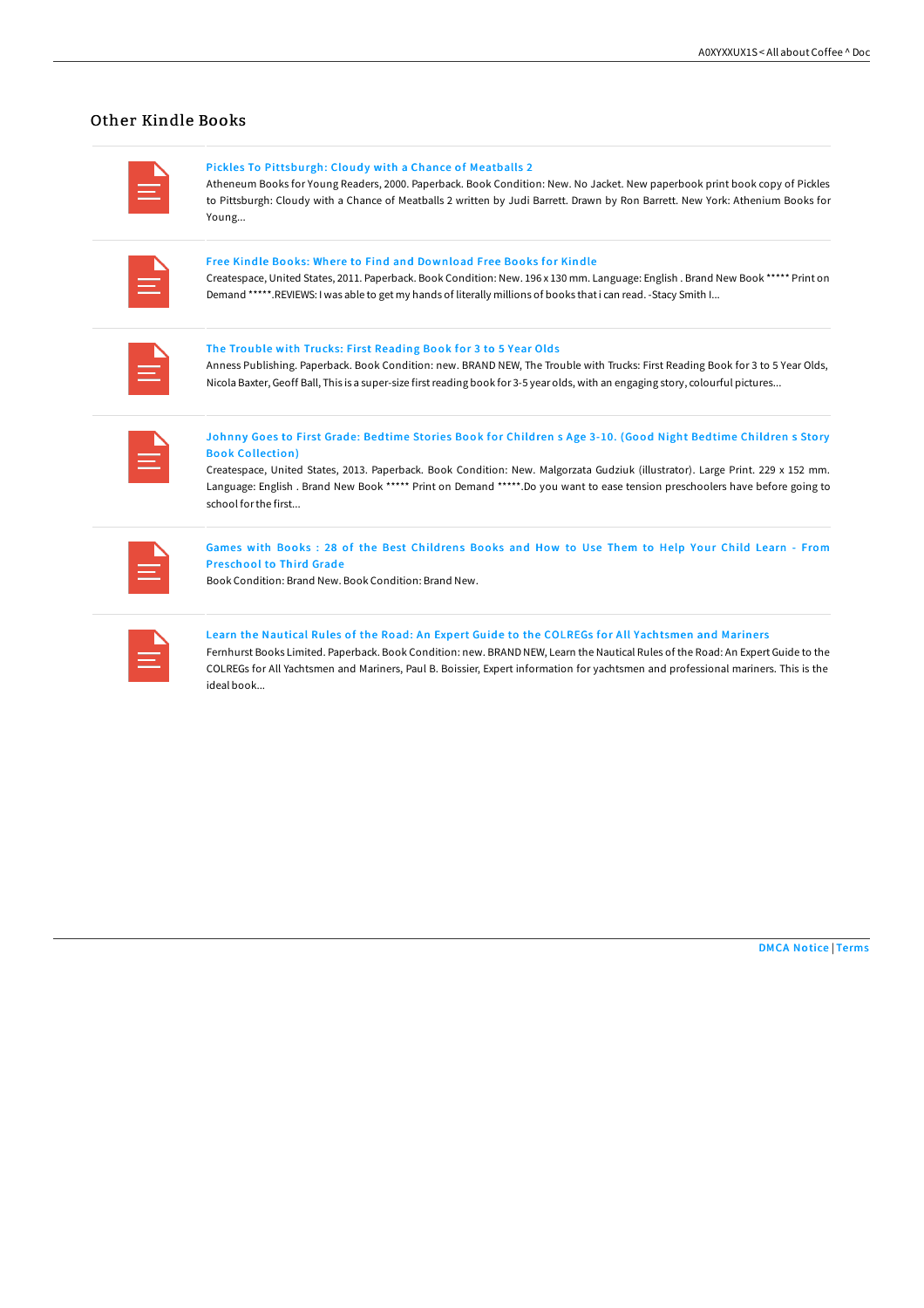## Other Kindle Books

**Pickles To Pittsburgh: Cloudy with a Chance of Meatballs 2**

Atheneum Books for Young Readers, 2000. Paperback. Book Condition: New. No Jacket. New paperbook print book copy of Pickles to Pittsburgh: Cloudy with a Chance of Meatballs 2 written by Judi Barrett. Drawn by Ron Barrett. New York: Athenium Books for Young...

**Free Kindle Books: Where to Find and Download Free Books for Kindle**

Createspace, United States, 2011. Paperback. Book Condition: New. 196 x 130 mm. Language: English . Brand New Book ***** Print on Demand *****.REVIEWS: I was able to get my hands of literally millions of books that i can read. -Stacy Smith I...

**The Trouble with Trucks: First Reading Book for 3 to 5 Year Olds**

Anness Publishing. Paperback. Book Condition: new. BRAND NEW, The Trouble with Trucks: First Reading Book for 3 to 5 Year Olds, Nicola Baxter, Geoff Ball, This is a super-size first reading book for 3-5 year olds, with an engaging story, colourful pictures...

**Johnny Goes to First Grade: Bedtime Stories Book for Children s Age 3-10. (Good Night Bedtime Children s Story Book Collection)**

Createspace, United States, 2013. Paperback. Book Condition: New. Malgorzata Gudziuk (illustrator). Large Print. 229 x 152 mm. Language: English . Brand New Book ***** Print on Demand *****.Do you want to ease tension preschoolers have before going to school for the first...

**Games with Books : 28 of the Best Childrens Books and How to Use Them to Help Your Child Learn - From Preschool to Third Grade**

Book Condition: Brand New. Book Condition: Brand New.

**Learn the Nautical Rules of the Road: An Expert Guide to the COLREGs for All Yachtsmen and Mariners**

Fernhurst Books Limited. Paperback. Book Condition: new. BRAND NEW, Learn the Nautical Rules of the Road: An Expert Guide to the COLREGs for All Yachtsmen and Mariners, Paul B. Boissier, Expert information for yachtsmen and professional mariners. This is the ideal book...